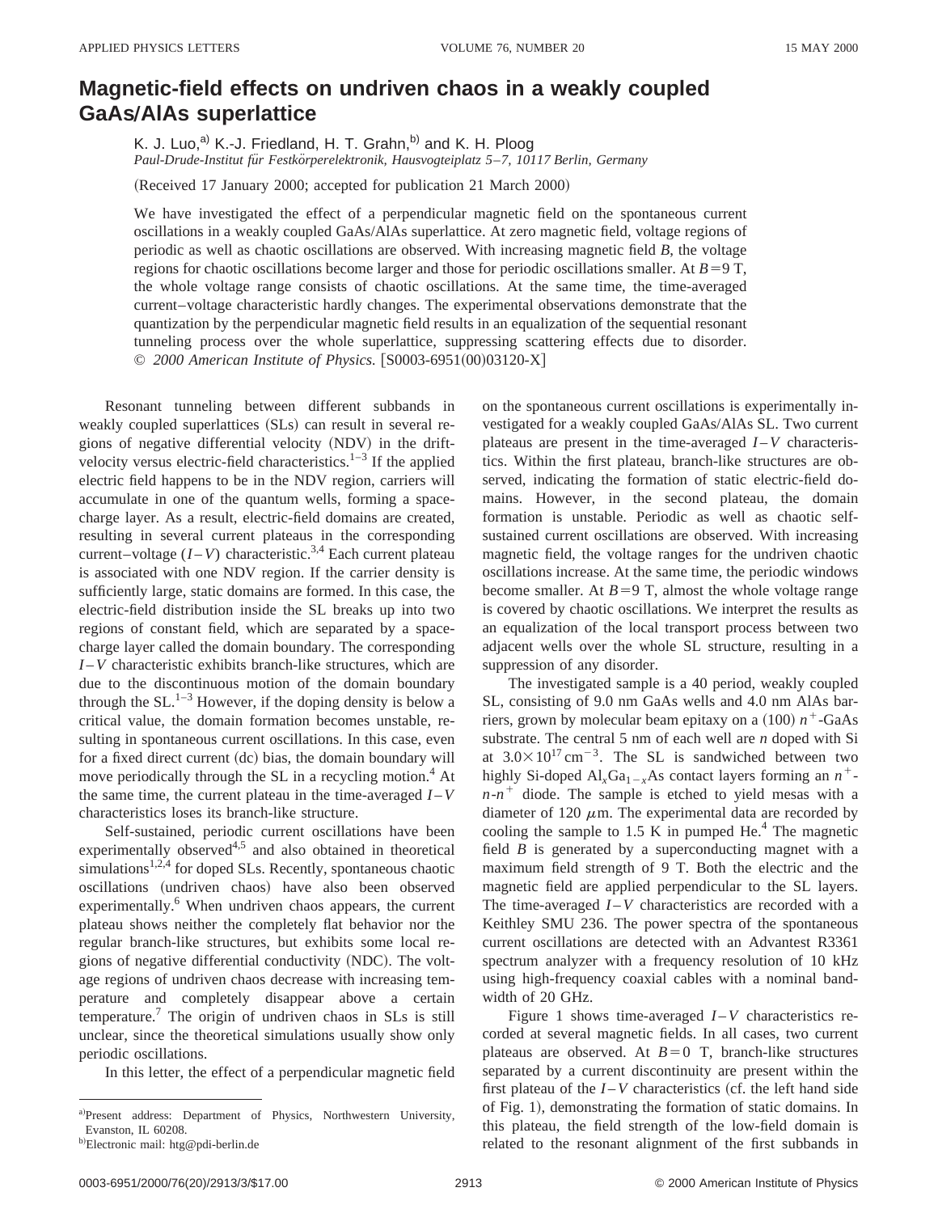# Magnetic-field effects on undriven chaos in a weakly coupled GaAs/AlAs superlattice

K. J. Luo,[a] K.-J. Friedland, H. T. Grahn,[b] and K. H. Ploog

*Paul-Drude-Institut für Festkörperelektronik, Hausvogteiplatz 5–7, 10117 Berlin, Germany*

(Received 17 January 2000; accepted for publication 21 March 2000)

We have investigated the effect of a perpendicular magnetic field on the spontaneous current oscillations in a weakly coupled GaAs/AlAs superlattice. At zero magnetic field, voltage regions of periodic as well as chaotic oscillations are observed. With increasing magnetic field $B$, the voltage regions for chaotic oscillations become larger and those for periodic oscillations smaller. At $B=9$ T, the whole voltage range consists of chaotic oscillations. At the same time, the time-averaged current–voltage characteristic hardly changes. The experimental observations demonstrate that the quantization by the perpendicular magnetic field results in an equalization of the sequential resonant tunneling process over the whole superlattice, suppressing scattering effects due to disorder. © *2000 American Institute of Physics.* [S0003-6951(00)03120-X]

Resonant tunneling between different subbands in weakly coupled superlattices (SLs) can result in several regions of negative differential velocity (NDV) in the drift-velocity versus electric-field characteristics.[1–3] If the applied electric field happens to be in the NDV region, carriers will accumulate in one of the quantum wells, forming a space-charge layer. As a result, electric-field domains are created, resulting in several current plateaus in the corresponding current–voltage ($I-V$) characteristic.[3,4] Each current plateau is associated with one NDV region. If the carrier density is sufficiently large, static domains are formed. In this case, the electric-field distribution inside the SL breaks up into two regions of constant field, which are separated by a space-charge layer called the domain boundary. The corresponding $I-V$ characteristic exhibits branch-like structures, which are due to the discontinuous motion of the domain boundary through the SL.[1–3] However, if the doping density is below a critical value, the domain formation becomes unstable, resulting in spontaneous current oscillations. In this case, even for a fixed direct current (dc) bias, the domain boundary will move periodically through the SL in a recycling motion.[4] At the same time, the current plateau in the time-averaged $I-V$ characteristics loses its branch-like structure.

Self-sustained, periodic current oscillations have been experimentally observed[4,5] and also obtained in theoretical simulations[1,2,4] for doped SLs. Recently, spontaneous chaotic oscillations (undriven chaos) have also been observed experimentally.[6] When undriven chaos appears, the current plateau shows neither the completely flat behavior nor the regular branch-like structures, but exhibits some local regions of negative differential conductivity (NDC). The voltage regions of undriven chaos decrease with increasing temperature and completely disappear above a certain temperature.[7] The origin of undriven chaos in SLs is still unclear, since the theoretical simulations usually show only periodic oscillations.

In this letter, the effect of a perpendicular magnetic field on the spontaneous current oscillations is experimentally investigated for a weakly coupled GaAs/AlAs SL. Two current plateaus are present in the time-averaged $I-V$ characteristics. Within the first plateau, branch-like structures are observed, indicating the formation of static electric-field domains. However, in the second plateau, the domain formation is unstable. Periodic as well as chaotic self-sustained current oscillations are observed. With increasing magnetic field, the voltage ranges for the undriven chaotic oscillations increase. At the same time, the periodic windows become smaller. At $B=9$ T, almost the whole voltage range is covered by chaotic oscillations. We interpret the results as an equalization of the local transport process between two adjacent wells over the whole SL structure, resulting in a suppression of any disorder.

The investigated sample is a 40 period, weakly coupled SL, consisting of 9.0 nm GaAs wells and 4.0 nm AlAs barriers, grown by molecular beam epitaxy on a (100) $n^+$-GaAs substrate. The central 5 nm of each well are $n$ doped with Si at $3.0\times10^{17}\,\mathrm{cm}^{-3}$. The SL is sandwiched between two highly Si-doped $Al_xGa_{1-x}As$ contact layers forming an $n^+$-$n$-$n^+$ diode. The sample is etched to yield mesas with a diameter of 120 $\mu$m. The experimental data are recorded by cooling the sample to 1.5 K in pumped He.[4] The magnetic field $B$ is generated by a superconducting magnet with a maximum field strength of 9 T. Both the electric and the magnetic field are applied perpendicular to the SL layers. The time-averaged $I-V$ characteristics are recorded with a Keithley SMU 236. The power spectra of the spontaneous current oscillations are detected with an Advantest R3361 spectrum analyzer with a frequency resolution of 10 kHz using high-frequency coaxial cables with a nominal bandwidth of 20 GHz.

Figure 1 shows time-averaged $I-V$ characteristics recorded at several magnetic fields. In all cases, two current plateaus are observed. At $B=0$ T, branch-like structures separated by a current discontinuity are present within the first plateau of the $I-V$ characteristics (cf. the left hand side of Fig. 1), demonstrating the formation of static domains. In this plateau, the field strength of the low-field domain is related to the resonant alignment of the first subbands in

[a] Present address: Department of Physics, Northwestern University, Evanston, IL 60208.

[b] Electronic mail: htg@pdi-berlin.de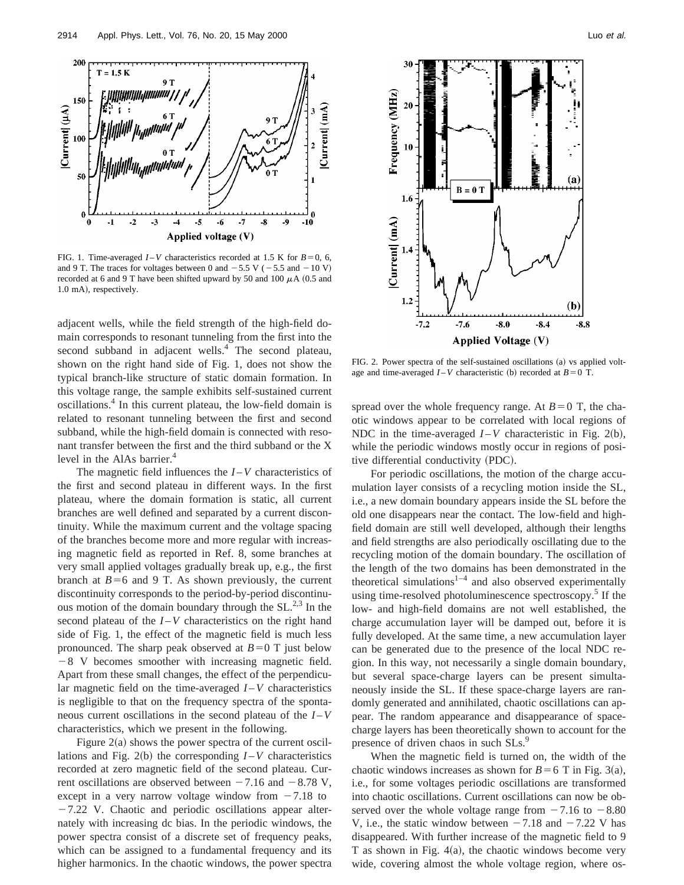FIG. 1. Time-averaged $I$–$V$ characteristics recorded at 1.5 K for $B=0$, 6, and 9 T. The traces for voltages between 0 and −5.5 V (−5.5 and −10 V) recorded at 6 and 9 T have been shifted upward by 50 and 100 $\mu$A (0.5 and 1.0 mA), respectively.

adjacent wells, while the field strength of the high-field domain corresponds to resonant tunneling from the first into the second subband in adjacent wells.[4] The second plateau, shown on the right hand side of Fig. 1, does not show the typical branch-like structure of static domain formation. In this voltage range, the sample exhibits self-sustained current oscillations.[4] In this current plateau, the low-field domain is related to resonant tunneling between the first and second subband, while the high-field domain is connected with resonant transfer between the first and the third subband or the X level in the AlAs barrier.[4]

The magnetic field influences the $I$–$V$ characteristics of the first and second plateau in different ways. In the first plateau, where the domain formation is static, all current branches are well defined and separated by a current discontinuity. While the maximum current and the voltage spacing of the branches become more and more regular with increasing magnetic field as reported in Ref. 8, some branches at very small applied voltages gradually break up, e.g., the first branch at $B=6$ and 9 T. As shown previously, the current discontinuity corresponds to the period-by-period discontinuous motion of the domain boundary through the SL.[2,3] In the second plateau of the $I$–$V$ characteristics on the right hand side of Fig. 1, the effect of the magnetic field is much less pronounced. The sharp peak observed at $B=0$ T just below −8 V becomes smoother with increasing magnetic field. Apart from these small changes, the effect of the perpendicular magnetic field on the time-averaged $I$–$V$ characteristics is negligible to that on the frequency spectra of the spontaneous current oscillations in the second plateau of the $I$–$V$ characteristics, which we present in the following.

Figure 2(a) shows the power spectra of the current oscillations and Fig. 2(b) the corresponding $I$–$V$ characteristics recorded at zero magnetic field of the second plateau. Current oscillations are observed between −7.16 and −8.78 V, except in a very narrow voltage window from −7.18 to −7.22 V. Chaotic and periodic oscillations appear alternately with increasing dc bias. In the periodic windows, the power spectra consist of a discrete set of frequency peaks, which can be assigned to a fundamental frequency and its higher harmonics. In the chaotic windows, the power spectra spread over the whole frequency range. At $B=0$ T, the chaotic windows appear to be correlated with local regions of NDC in the time-averaged $I$–$V$ characteristic in Fig. 2(b), while the periodic windows mostly occur in regions of positive differential conductivity (PDC).

FIG. 2. Power spectra of the self-sustained oscillations (a) vs applied voltage and time-averaged $I$–$V$ characteristic (b) recorded at $B=0$ T.

For periodic oscillations, the motion of the charge accumulation layer consists of a recycling motion inside the SL, i.e., a new domain boundary appears inside the SL before the old one disappears near the contact. The low-field and high-field domain are still well developed, although their lengths and field strengths are also periodically oscillating due to the recycling motion of the domain boundary. The oscillation of the length of the two domains has been demonstrated in the theoretical simulations[1–4] and also observed experimentally using time-resolved photoluminescence spectroscopy.[5] If the low- and high-field domains are not well established, the charge accumulation layer will be damped out, before it is fully developed. At the same time, a new accumulation layer can be generated due to the presence of the local NDC region. In this way, not necessarily a single domain boundary, but several space-charge layers can be present simultaneously inside the SL. If these space-charge layers are randomly generated and annihilated, chaotic oscillations can appear. The random appearance and disappearance of space-charge layers has been theoretically shown to account for the presence of driven chaos in such SLs.[9]

When the magnetic field is turned on, the width of the chaotic windows increases as shown for $B=6$ T in Fig. 3(a), i.e., for some voltages periodic oscillations are transformed into chaotic oscillations. Current oscillations can now be observed over the whole voltage range from −7.16 to −8.80 V, i.e., the static window between −7.18 and −7.22 V has disappeared. With further increase of the magnetic field to 9 T as shown in Fig. 4(a), the chaotic windows become very wide, covering almost the whole voltage region, where os-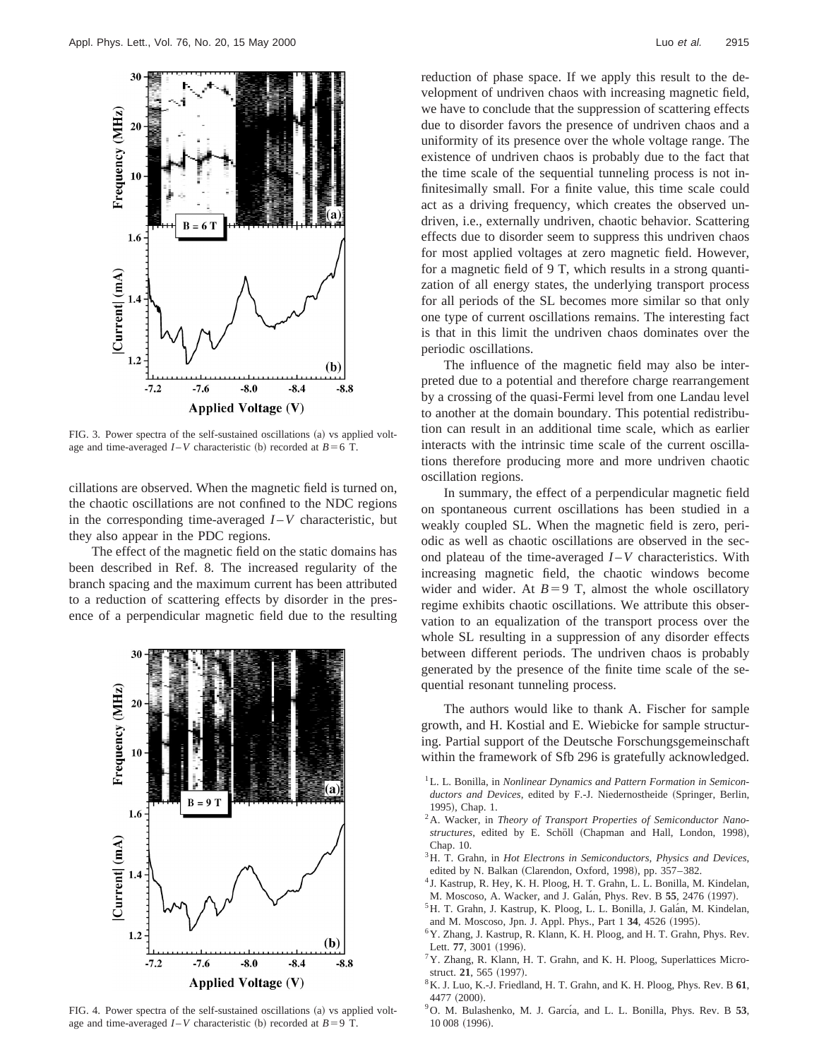Frequency (MHz)

30

20

10

B = 6 T

(a)

|Current| (mA)

1.6

1.4

1.2

(b)

-7.2 -7.6 -8.0 -8.4 -8.8

Applied Voltage (V)

FIG. 3. Power spectra of the self-sustained oscillations (a) vs applied voltage and time-averaged $I$–$V$ characteristic (b) recorded at $B=6$ T.

cillations are observed. When the magnetic field is turned on, the chaotic oscillations are not confined to the NDC regions in the corresponding time-averaged $I$–$V$ characteristic, but they also appear in the PDC regions.

The effect of the magnetic field on the static domains has been described in Ref. 8. The increased regularity of the branch spacing and the maximum current has been attributed to a reduction of scattering effects by disorder in the presence of a perpendicular magnetic field due to the resulting reduction of phase space. If we apply this result to the development of undriven chaos with increasing magnetic field, we have to conclude that the suppression of scattering effects due to disorder favors the presence of undriven chaos and a uniformity of its presence over the whole voltage range. The existence of undriven chaos is probably due to the fact that the time scale of the sequential tunneling process is not infinitesimally small. For a finite value, this time scale could act as a driving frequency, which creates the observed undriven, i.e., externally undriven, chaotic behavior. Scattering effects due to disorder seem to suppress this undriven chaos for most applied voltages at zero magnetic field. However, for a magnetic field of 9 T, which results in a strong quantization of all energy states, the underlying transport process for all periods of the SL becomes more similar so that only one type of current oscillations remains. The interesting fact is that in this limit the undriven chaos dominates over the periodic oscillations.

The influence of the magnetic field may also be interpreted due to a potential and therefore charge rearrangement by a crossing of the quasi-Fermi level from one Landau level to another at the domain boundary. This potential redistribution can result in an additional time scale, which as earlier interacts with the intrinsic time scale of the current oscillations therefore producing more and more undriven chaotic oscillation regions.

In summary, the effect of a perpendicular magnetic field on spontaneous current oscillations has been studied in a weakly coupled SL. When the magnetic field is zero, periodic as well as chaotic oscillations are observed in the second plateau of the time-averaged $I$–$V$ characteristics. With increasing magnetic field, the chaotic windows become wider and wider. At $B=9$ T, almost the whole oscillatory regime exhibits chaotic oscillations. We attribute this observation to an equalization of the transport process over the whole SL resulting in a suppression of any disorder effects between different periods. The undriven chaos is probably generated by the presence of the finite time scale of the sequential resonant tunneling process.

Frequency (MHz)

30

20

10

B = 9 T

(a)

|Current| (mA)

1.6

1.4

1.2

(b)

-7.2 -7.6 -8.0 -8.4 -8.8

Applied Voltage (V)

FIG. 4. Power spectra of the self-sustained oscillations (a) vs applied voltage and time-averaged $I$–$V$ characteristic (b) recorded at $B=9$ T.

The authors would like to thank A. Fischer for sample growth, and H. Kostial and E. Wiebicke for sample structuring. Partial support of the Deutsche Forschungsgemeinschaft within the framework of Sfb 296 is gratefully acknowledged.

[1] L. L. Bonilla, in *Nonlinear Dynamics and Pattern Formation in Semiconductors and Devices*, edited by F.-J. Niedernostheide (Springer, Berlin, 1995), Chap. 1.

[2] A. Wacker, in *Theory of Transport Properties of Semiconductor Nanostructures*, edited by E. Schöll (Chapman and Hall, London, 1998), Chap. 10.

[3] H. T. Grahn, in *Hot Electrons in Semiconductors, Physics and Devices*, edited by N. Balkan (Clarendon, Oxford, 1998), pp. 357–382.

[4] J. Kastrup, R. Hey, K. H. Ploog, H. T. Grahn, L. L. Bonilla, M. Kindelan, M. Moscoso, A. Wacker, and J. Galán, Phys. Rev. B **55**, 2476 (1997).

[5] H. T. Grahn, J. Kastrup, K. Ploog, L. L. Bonilla, J. Galán, M. Kindelan, and M. Moscoso, Jpn. J. Appl. Phys., Part 1 **34**, 4526 (1995).

[6] Y. Zhang, J. Kastrup, R. Klann, K. H. Ploog, and H. T. Grahn, Phys. Rev. Lett. **77**, 3001 (1996).

[7] Y. Zhang, R. Klann, H. T. Grahn, and K. H. Ploog, Superlattices Microstruct. **21**, 565 (1997).

[8] K. J. Luo, K.-J. Friedland, H. T. Grahn, and K. H. Ploog, Phys. Rev. B **61**, 4477 (2000).

[9] O. M. Bulashenko, M. J. García, and L. L. Bonilla, Phys. Rev. B **53**, 10 008 (1996).